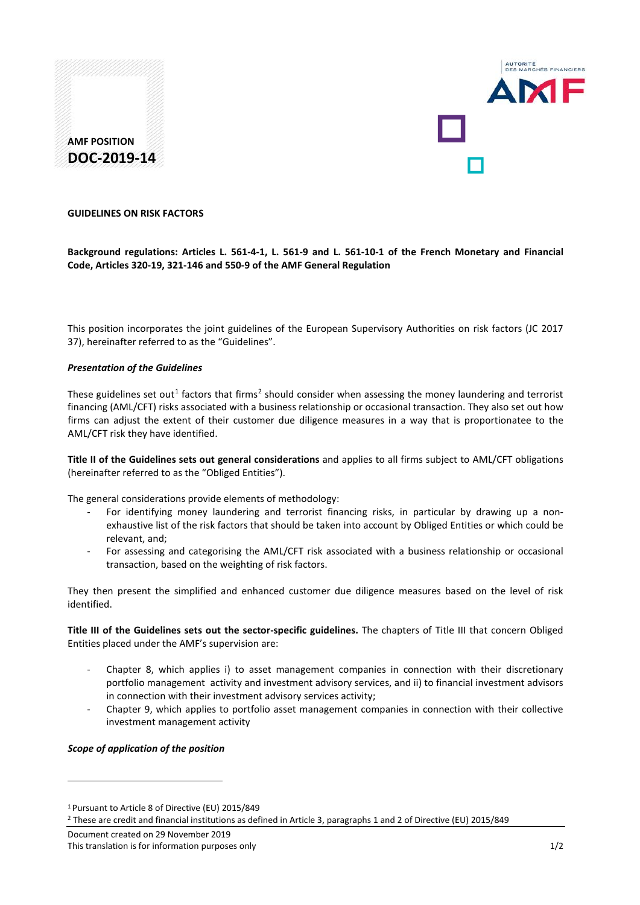**AMF POSITION**
**DOC-2019-14**

**GUIDELINES ON RISK FACTORS**

**Background regulations: Articles L. 561-4-1, L. 561-9 and L. 561-10-1 of the French Monetary and Financial Code, Articles 320-19, 321-146 and 550-9 of the AMF General Regulation**

This position incorporates the joint guidelines of the European Supervisory Authorities on risk factors (JC 2017 37), hereinafter referred to as the "Guidelines".

***Presentation of the Guidelines***

These guidelines set out[1] factors that firms[2] should consider when assessing the money laundering and terrorist financing (AML/CFT) risks associated with a business relationship or occasional transaction. They also set out how firms can adjust the extent of their customer due diligence measures in a way that is proportionatee to the AML/CFT risk they have identified.

**Title II of the Guidelines sets out general considerations** and applies to all firms subject to AML/CFT obligations (hereinafter referred to as the "Obliged Entities").

The general considerations provide elements of methodology:

- For identifying money laundering and terrorist financing risks, in particular by drawing up a non-exhaustive list of the risk factors that should be taken into account by Obliged Entities or which could be relevant, and;
- For assessing and categorising the AML/CFT risk associated with a business relationship or occasional transaction, based on the weighting of risk factors.

They then present the simplified and enhanced customer due diligence measures based on the level of risk identified.

**Title III of the Guidelines sets out the sector-specific guidelines.** The chapters of Title III that concern Obliged Entities placed under the AMF's supervision are:

- Chapter 8, which applies i) to asset management companies in connection with their discretionary portfolio management activity and investment advisory services, and ii) to financial investment advisors in connection with their investment advisory services activity;
- Chapter 9, which applies to portfolio asset management companies in connection with their collective investment management activity

***Scope of application of the position***

[1] Pursuant to Article 8 of Directive (EU) 2015/849

[2] These are credit and financial institutions as defined in Article 3, paragraphs 1 and 2 of Directive (EU) 2015/849

Document created on 29 November 2019
This translation is for information purposes only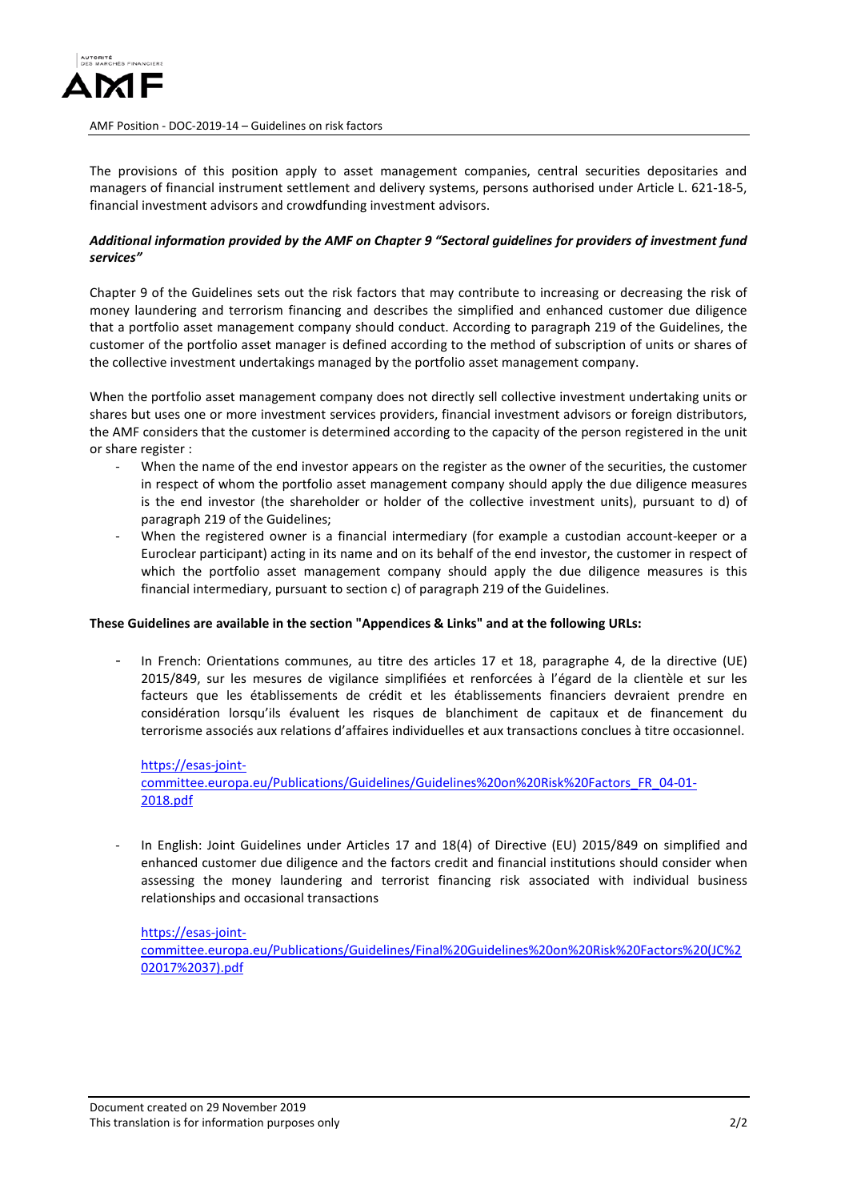The provisions of this position apply to asset management companies, central securities depositaries and managers of financial instrument settlement and delivery systems, persons authorised under Article L. 621-18-5, financial investment advisors and crowdfunding investment advisors.

***Additional information provided by the AMF on Chapter 9 "Sectoral guidelines for providers of investment fund services"***

Chapter 9 of the Guidelines sets out the risk factors that may contribute to increasing or decreasing the risk of money laundering and terrorism financing and describes the simplified and enhanced customer due diligence that a portfolio asset management company should conduct. According to paragraph 219 of the Guidelines, the customer of the portfolio asset manager is defined according to the method of subscription of units or shares of the collective investment undertakings managed by the portfolio asset management company.

When the portfolio asset management company does not directly sell collective investment undertaking units or shares but uses one or more investment services providers, financial investment advisors or foreign distributors, the AMF considers that the customer is determined according to the capacity of the person registered in the unit or share register :

- When the name of the end investor appears on the register as the owner of the securities, the customer in respect of whom the portfolio asset management company should apply the due diligence measures is the end investor (the shareholder or holder of the collective investment units), pursuant to d) of paragraph 219 of the Guidelines;
- When the registered owner is a financial intermediary (for example a custodian account-keeper or a Euroclear participant) acting in its name and on its behalf of the end investor, the customer in respect of which the portfolio asset management company should apply the due diligence measures is this financial intermediary, pursuant to section c) of paragraph 219 of the Guidelines.

**These Guidelines are available in the section "Appendices & Links" and at the following URLs:**

- In French: Orientations communes, au titre des articles 17 et 18, paragraphe 4, de la directive (UE) 2015/849, sur les mesures de vigilance simplifiées et renforcées à l'égard de la clientèle et sur les facteurs que les établissements de crédit et les établissements financiers devraient prendre en considération lorsqu'ils évaluent les risques de blanchiment de capitaux et de financement du terrorisme associés aux relations d'affaires individuelles et aux transactions conclues à titre occasionnel.

  https://esas-joint-committee.europa.eu/Publications/Guidelines/Guidelines%20on%20Risk%20Factors_FR_04-01-2018.pdf

- In English: Joint Guidelines under Articles 17 and 18(4) of Directive (EU) 2015/849 on simplified and enhanced customer due diligence and the factors credit and financial institutions should consider when assessing the money laundering and terrorist financing risk associated with individual business relationships and occasional transactions

  https://esas-joint-committee.europa.eu/Publications/Guidelines/Final%20Guidelines%20on%20Risk%20Factors%20(JC%202017%2037).pdf